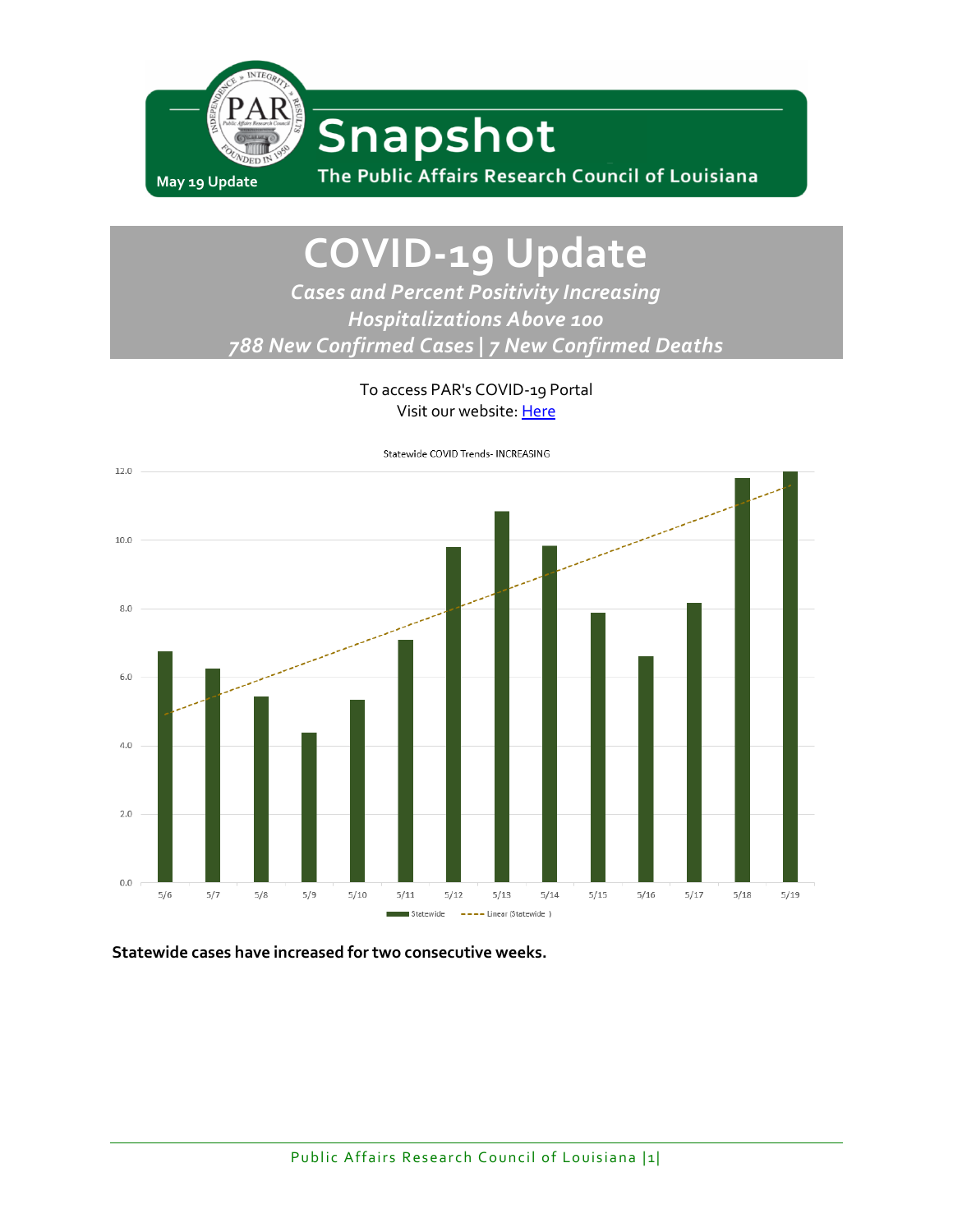May 19 Update

# Snapshot

The Public Affairs Research Council of Louisiana

# COVID-19 Update

*Cases and Percent Positivity Increasing*

*Hospitalizations Above 100*

*788 New Confirmed Cases | 7 New Confirmed Deaths*

To access PAR's COVID-19 Portal
Visit our website: [Here]()

Statewide COVID Trends- INCREASING

**Statewide cases have increased for two consecutive weeks.**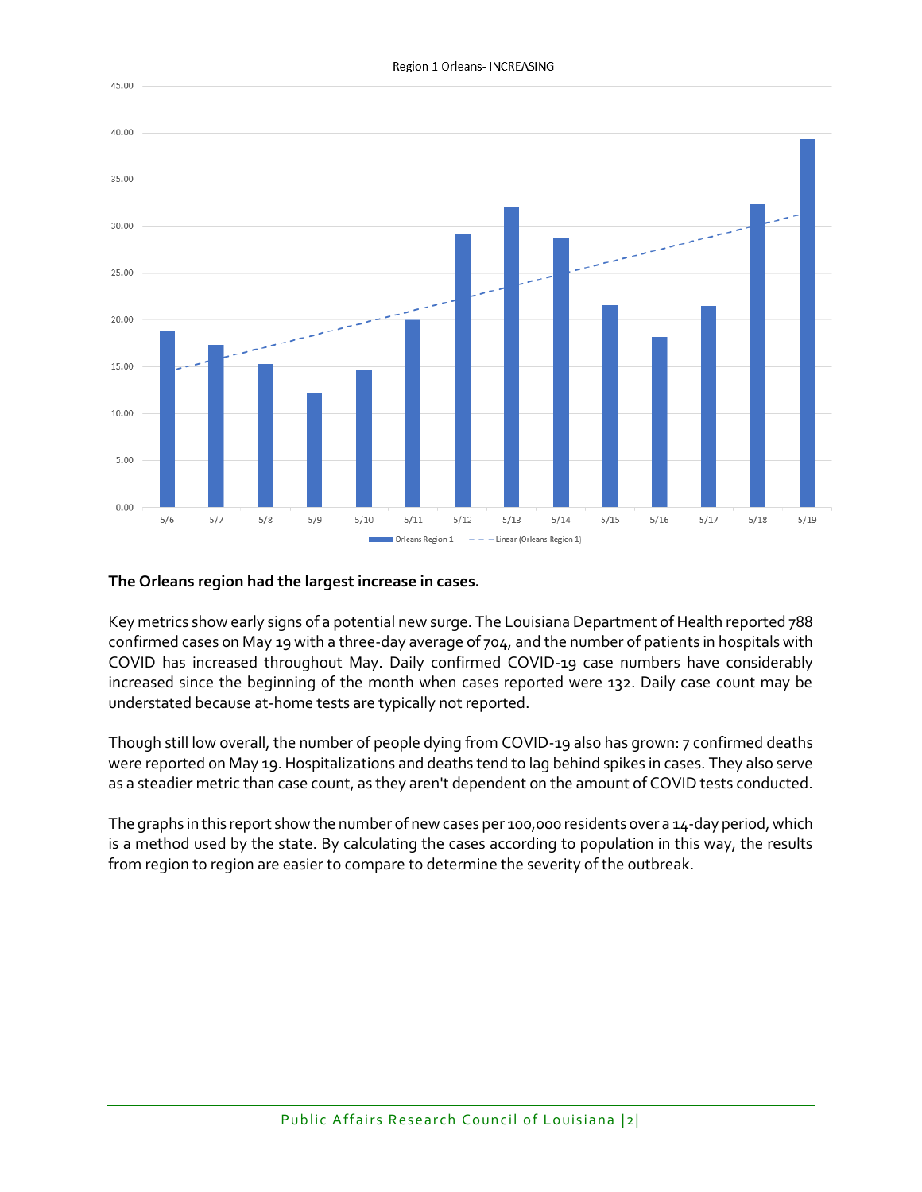Region 1 Orleans- INCREASING

**The Orleans region had the largest increase in cases.**

Key metrics show early signs of a potential new surge. The Louisiana Department of Health reported 788 confirmed cases on May 19 with a three-day average of 704, and the number of patients in hospitals with COVID has increased throughout May. Daily confirmed COVID-19 case numbers have considerably increased since the beginning of the month when cases reported were 132. Daily case count may be understated because at-home tests are typically not reported.

Though still low overall, the number of people dying from COVID-19 also has grown: 7 confirmed deaths were reported on May 19. Hospitalizations and deaths tend to lag behind spikes in cases. They also serve as a steadier metric than case count, as they aren't dependent on the amount of COVID tests conducted.

The graphs in this report show the number of new cases per 100,000 residents over a 14-day period, which is a method used by the state. By calculating the cases according to population in this way, the results from region to region are easier to compare to determine the severity of the outbreak.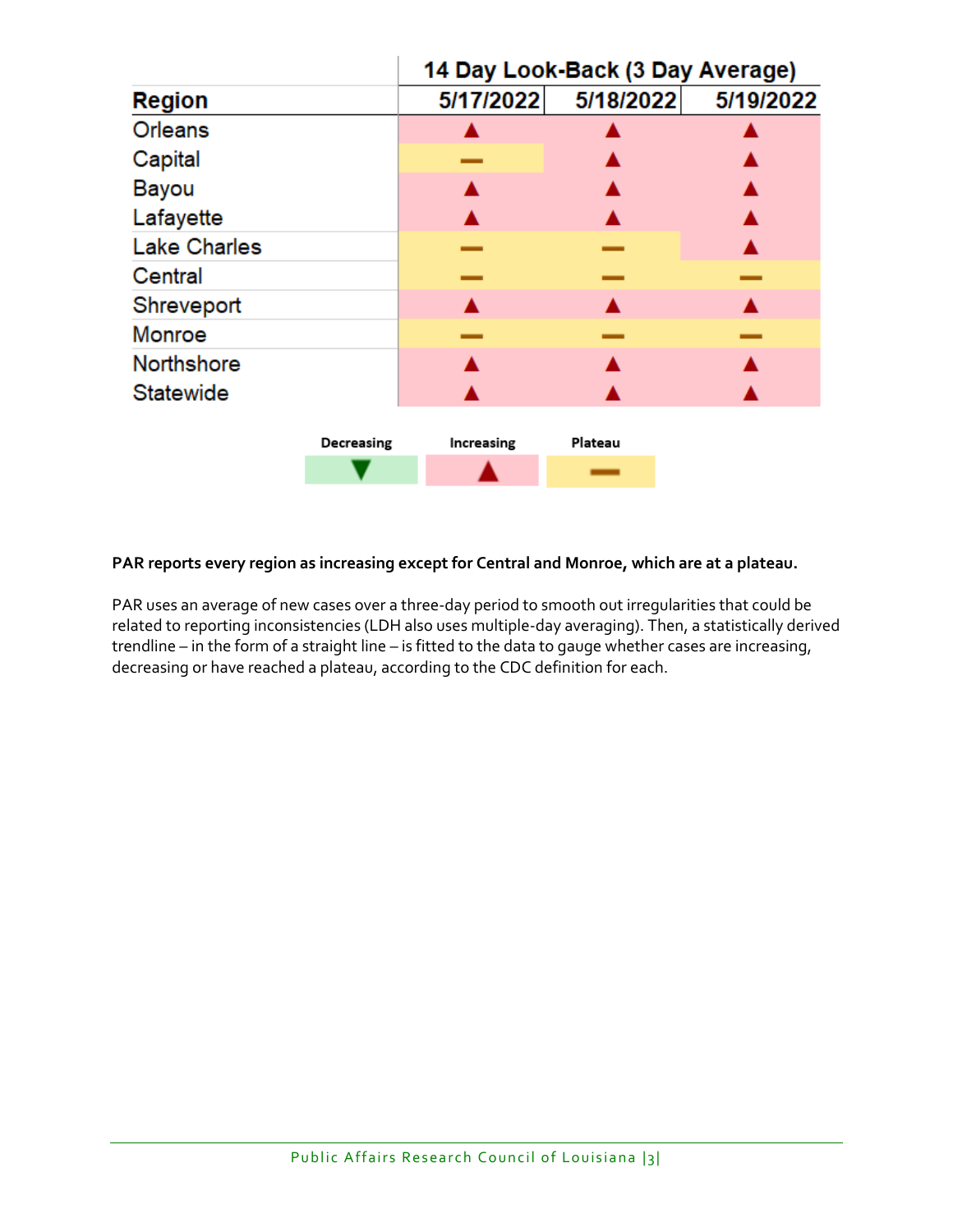| Region | 14 Day Look-Back (3 Day Average) | | |
|---|---|---|---|
| | 5/17/2022 | 5/18/2022 | 5/19/2022 |
| Orleans | ▲ | ▲ | ▲ |
| Capital | — | ▲ | ▲ |
| Bayou | ▲ | ▲ | ▲ |
| Lafayette | ▲ | ▲ | ▲ |
| Lake Charles | — | — | ▲ |
| Central | — | — | — |
| Shreveport | ▲ | ▲ | ▲ |
| Monroe | — | — | — |
| Northshore | ▲ | ▲ | ▲ |
| Statewide | ▲ | ▲ | ▲ |

| Decreasing | Increasing | Plateau |
|---|---|---|
| ▼ | ▲ | — |

**PAR reports every region as increasing except for Central and Monroe, which are at a plateau.**

PAR uses an average of new cases over a three-day period to smooth out irregularities that could be related to reporting inconsistencies (LDH also uses multiple-day averaging). Then, a statistically derived trendline – in the form of a straight line – is fitted to the data to gauge whether cases are increasing, decreasing or have reached a plateau, according to the CDC definition for each.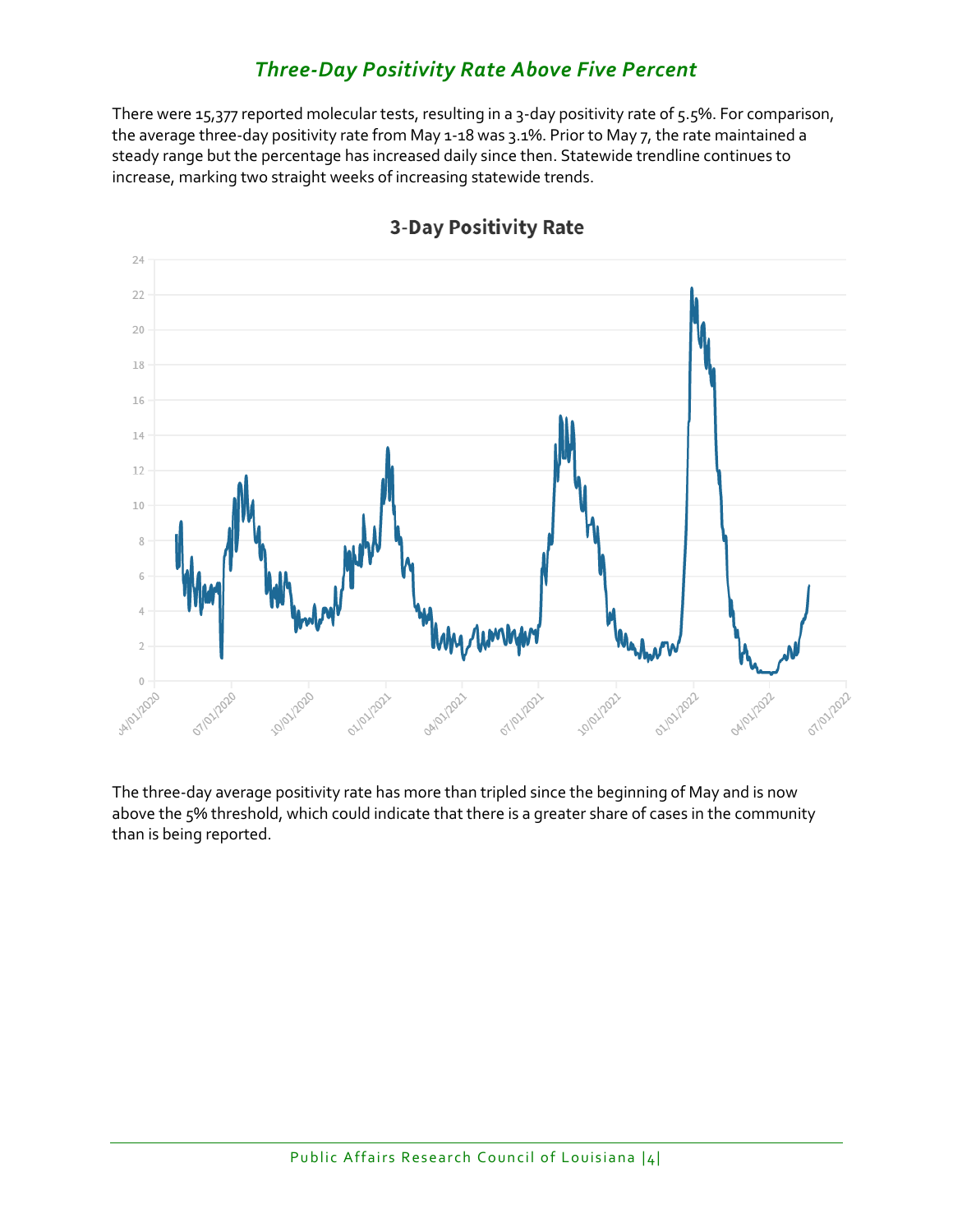## *Three-Day Positivity Rate Above Five Percent*

There were 15,377 reported molecular tests, resulting in a 3-day positivity rate of 5.5%. For comparison, the average three-day positivity rate from May 1-18 was 3.1%. Prior to May 7, the rate maintained a steady range but the percentage has increased daily since then. Statewide trendline continues to increase, marking two straight weeks of increasing statewide trends.

**3-Day Positivity Rate**

The three-day average positivity rate has more than tripled since the beginning of May and is now above the 5% threshold, which could indicate that there is a greater share of cases in the community than is being reported.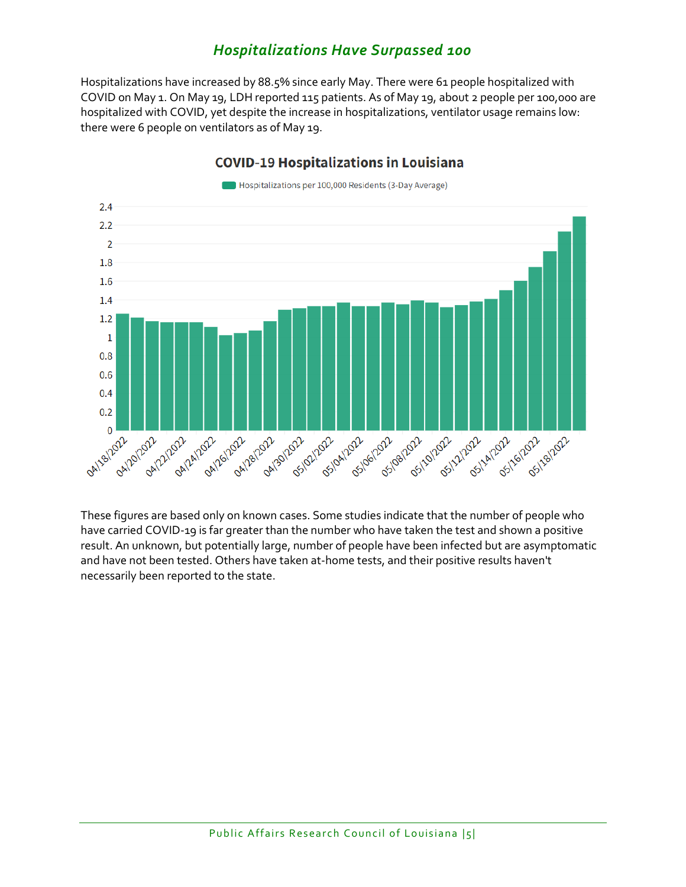## *Hospitalizations Have Surpassed 100*

Hospitalizations have increased by 88.5% since early May. There were 61 people hospitalized with COVID on May 1. On May 19, LDH reported 115 patients. As of May 19, about 2 people per 100,000 are hospitalized with COVID, yet despite the increase in hospitalizations, ventilator usage remains low: there were 6 people on ventilators as of May 19.

These figures are based only on known cases. Some studies indicate that the number of people who have carried COVID-19 is far greater than the number who have taken the test and shown a positive result. An unknown, but potentially large, number of people have been infected but are asymptomatic and have not been tested. Others have taken at-home tests, and their positive results haven't necessarily been reported to the state.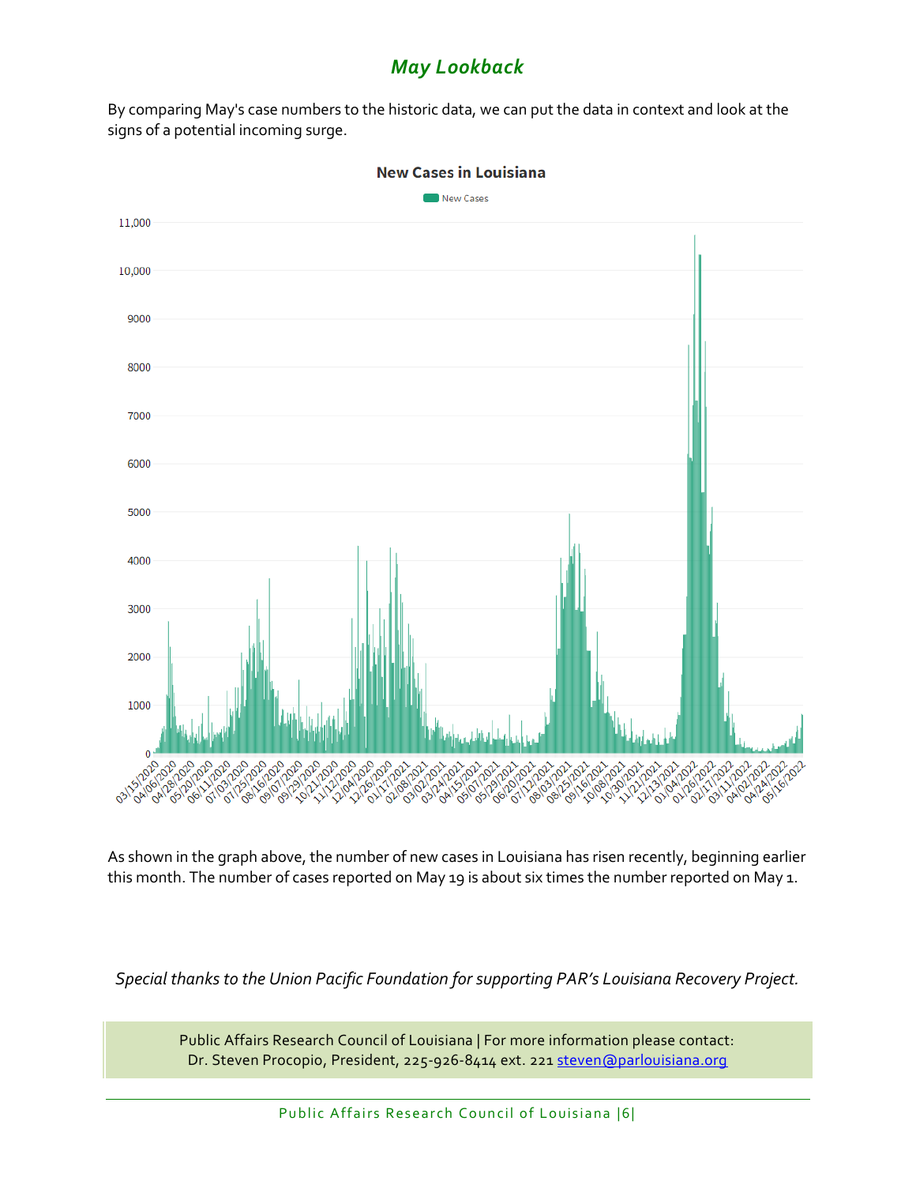## *May Lookback*

By comparing May's case numbers to the historic data, we can put the data in context and look at the signs of a potential incoming surge.

New Cases in Louisiana

New Cases

11,000
10,000
9000
8000
7000
6000
5000
4000
3000
2000
1000
0

03/15/2020 04/06/2020 04/28/2020 05/20/2020 06/11/2020 07/03/2020 07/25/2020 08/16/2020 09/07/2020 09/29/2020 10/21/2020 11/12/2020 12/04/2020 12/26/2020 01/17/2021 02/08/2021 03/02/2021 03/24/2021 04/15/2021 05/07/2021 05/29/2021 06/20/2021 07/12/2021 08/03/2021 08/25/2021 09/16/2021 10/08/2021 10/30/2021 11/21/2021 12/13/2021 01/04/2022 01/26/2022 02/17/2022 03/11/2022 04/02/2022 04/24/2022 05/16/2022

As shown in the graph above, the number of new cases in Louisiana has risen recently, beginning earlier this month. The number of cases reported on May 19 is about six times the number reported on May 1.

*Special thanks to the Union Pacific Foundation for supporting PAR's Louisiana Recovery Project.*

Public Affairs Research Council of Louisiana | For more information please contact:
Dr. Steven Procopio, President, 225-926-8414 ext. 221 steven@parlouisiana.org